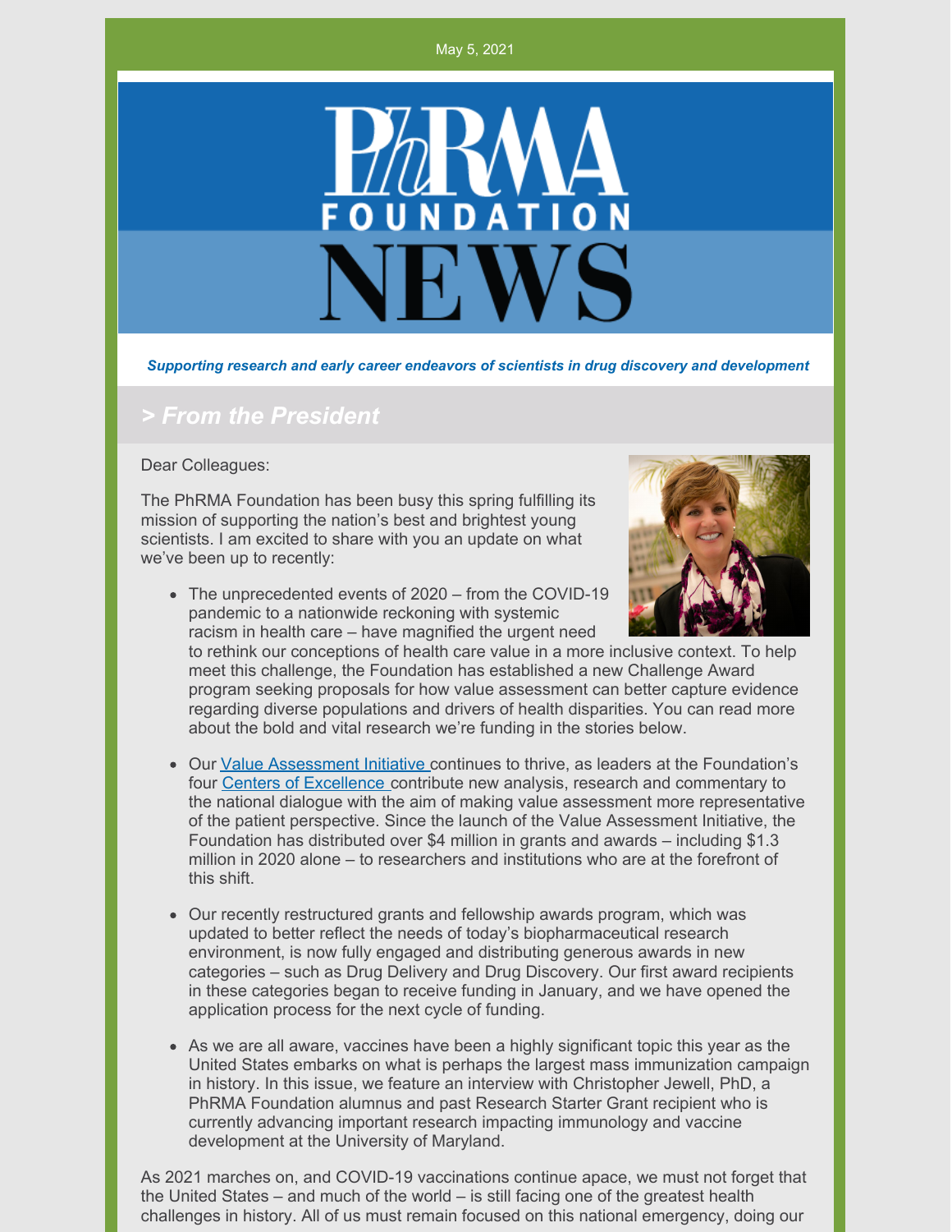May 5, 2021

# PhRMA FOUNDATION NEWS

***Supporting research and early career endeavors of scientists in drug discovery and development***

## *> From the President*

Dear Colleagues:

The PhRMA Foundation has been busy this spring fulfilling its mission of supporting the nation's best and brightest young scientists. I am excited to share with you an update on what we've been up to recently:

- The unprecedented events of 2020 – from the COVID-19 pandemic to a nationwide reckoning with systemic racism in health care – have magnified the urgent need to rethink our conceptions of health care value in a more inclusive context. To help meet this challenge, the Foundation has established a new Challenge Award program seeking proposals for how value assessment can better capture evidence regarding diverse populations and drivers of health disparities. You can read more about the bold and vital research we're funding in the stories below.
- Our Value Assessment Initiative continues to thrive, as leaders at the Foundation's four Centers of Excellence contribute new analysis, research and commentary to the national dialogue with the aim of making value assessment more representative of the patient perspective. Since the launch of the Value Assessment Initiative, the Foundation has distributed over $4 million in grants and awards – including $1.3 million in 2020 alone – to researchers and institutions who are at the forefront of this shift.
- Our recently restructured grants and fellowship awards program, which was updated to better reflect the needs of today's biopharmaceutical research environment, is now fully engaged and distributing generous awards in new categories – such as Drug Delivery and Drug Discovery. Our first award recipients in these categories began to receive funding in January, and we have opened the application process for the next cycle of funding.
- As we are all aware, vaccines have been a highly significant topic this year as the United States embarks on what is perhaps the largest mass immunization campaign in history. In this issue, we feature an interview with Christopher Jewell, PhD, a PhRMA Foundation alumnus and past Research Starter Grant recipient who is currently advancing important research impacting immunology and vaccine development at the University of Maryland.

As 2021 marches on, and COVID-19 vaccinations continue apace, we must not forget that the United States – and much of the world – is still facing one of the greatest health challenges in history. All of us must remain focused on this national emergency, doing our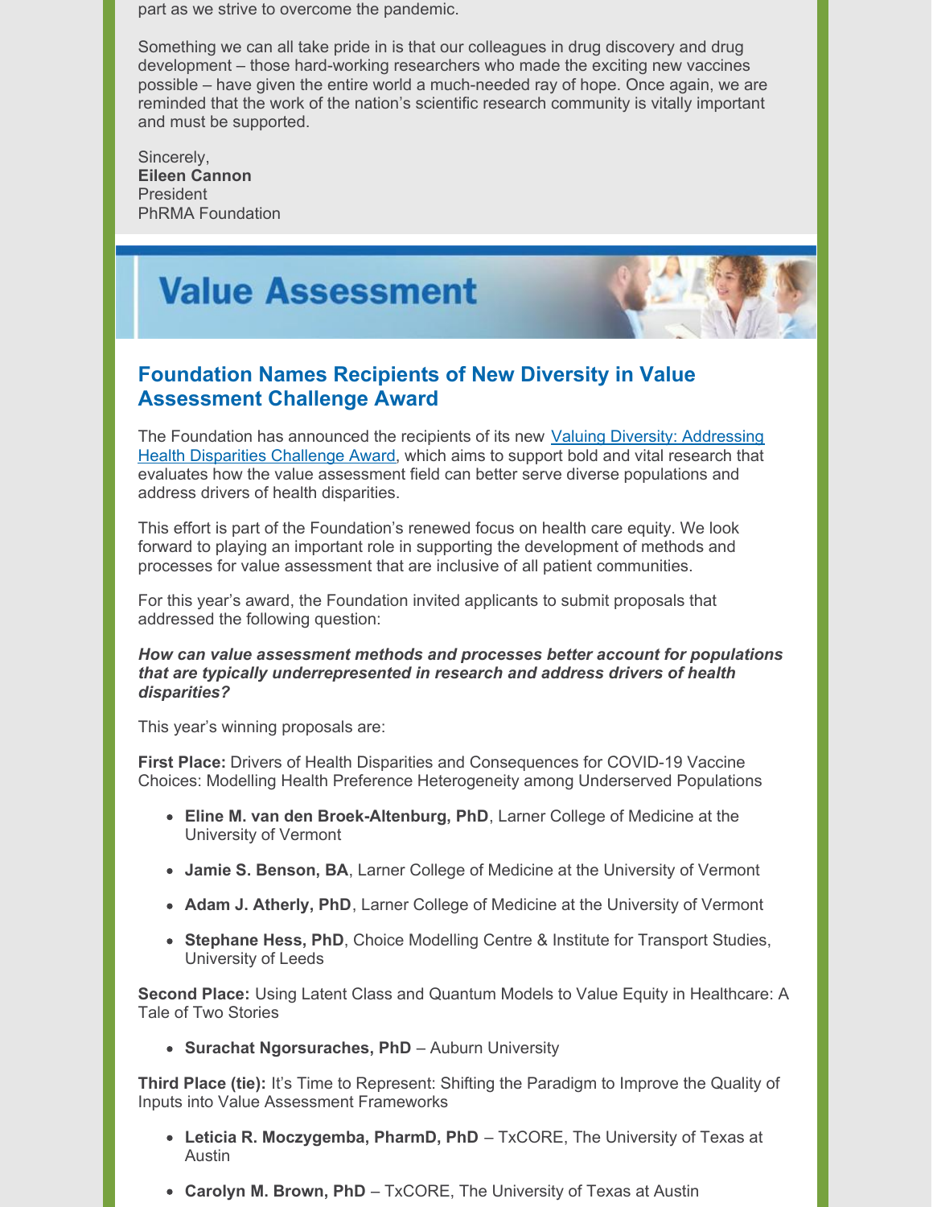part as we strive to overcome the pandemic.

Something we can all take pride in is that our colleagues in drug discovery and drug development – those hard-working researchers who made the exciting new vaccines possible – have given the entire world a much-needed ray of hope. Once again, we are reminded that the work of the nation's scientific research community is vitally important and must be supported.

Sincerely,
**Eileen Cannon**
President
PhRMA Foundation

# Value Assessment

## Foundation Names Recipients of New Diversity in Value Assessment Challenge Award

The Foundation has announced the recipients of its new Valuing Diversity: Addressing Health Disparities Challenge Award, which aims to support bold and vital research that evaluates how the value assessment field can better serve diverse populations and address drivers of health disparities.

This effort is part of the Foundation's renewed focus on health care equity. We look forward to playing an important role in supporting the development of methods and processes for value assessment that are inclusive of all patient communities.

For this year's award, the Foundation invited applicants to submit proposals that addressed the following question:

***How can value assessment methods and processes better account for populations that are typically underrepresented in research and address drivers of health disparities?***

This year's winning proposals are:

**First Place:** Drivers of Health Disparities and Consequences for COVID-19 Vaccine Choices: Modelling Health Preference Heterogeneity among Underserved Populations

- **Eline M. van den Broek-Altenburg, PhD**, Larner College of Medicine at the University of Vermont
- **Jamie S. Benson, BA**, Larner College of Medicine at the University of Vermont
- **Adam J. Atherly, PhD**, Larner College of Medicine at the University of Vermont
- **Stephane Hess, PhD**, Choice Modelling Centre & Institute for Transport Studies, University of Leeds

**Second Place:** Using Latent Class and Quantum Models to Value Equity in Healthcare: A Tale of Two Stories

- **Surachat Ngorsuraches, PhD** – Auburn University

**Third Place (tie):** It's Time to Represent: Shifting the Paradigm to Improve the Quality of Inputs into Value Assessment Frameworks

- **Leticia R. Moczygemba, PharmD, PhD** – TxCORE, The University of Texas at Austin
- **Carolyn M. Brown, PhD** – TxCORE, The University of Texas at Austin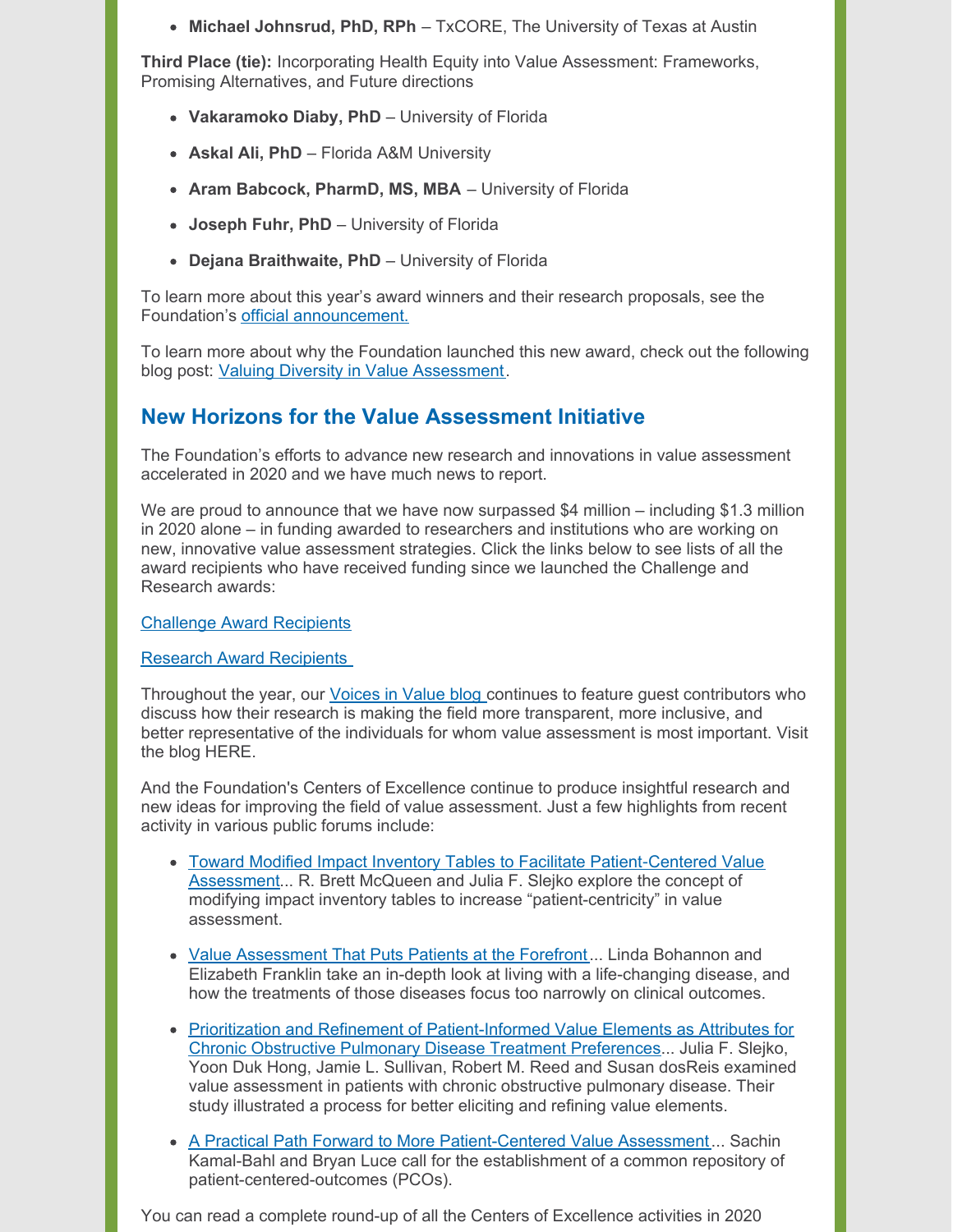- **Michael Johnsrud, PhD, RPh** – TxCORE, The University of Texas at Austin

**Third Place (tie):** Incorporating Health Equity into Value Assessment: Frameworks, Promising Alternatives, and Future directions

- **Vakaramoko Diaby, PhD** – University of Florida
- **Askal Ali, PhD** – Florida A&M University
- **Aram Babcock, PharmD, MS, MBA** – University of Florida
- **Joseph Fuhr, PhD** – University of Florida
- **Dejana Braithwaite, PhD** – University of Florida

To learn more about this year's award winners and their research proposals, see the Foundation's official announcement.

To learn more about why the Foundation launched this new award, check out the following blog post: Valuing Diversity in Value Assessment.

## New Horizons for the Value Assessment Initiative

The Foundation's efforts to advance new research and innovations in value assessment accelerated in 2020 and we have much news to report.

We are proud to announce that we have now surpassed $4 million – including $1.3 million in 2020 alone – in funding awarded to researchers and institutions who are working on new, innovative value assessment strategies. Click the links below to see lists of all the award recipients who have received funding since we launched the Challenge and Research awards:

Challenge Award Recipients

Research Award Recipients

Throughout the year, our Voices in Value blog continues to feature guest contributors who discuss how their research is making the field more transparent, more inclusive, and better representative of the individuals for whom value assessment is most important. Visit the blog HERE.

And the Foundation's Centers of Excellence continue to produce insightful research and new ideas for improving the field of value assessment. Just a few highlights from recent activity in various public forums include:

- Toward Modified Impact Inventory Tables to Facilitate Patient-Centered Value Assessment... R. Brett McQueen and Julia F. Slejko explore the concept of modifying impact inventory tables to increase "patient-centricity" in value assessment.
- Value Assessment That Puts Patients at the Forefront... Linda Bohannon and Elizabeth Franklin take an in-depth look at living with a life-changing disease, and how the treatments of those diseases focus too narrowly on clinical outcomes.
- Prioritization and Refinement of Patient-Informed Value Elements as Attributes for Chronic Obstructive Pulmonary Disease Treatment Preferences... Julia F. Slejko, Yoon Duk Hong, Jamie L. Sullivan, Robert M. Reed and Susan dosReis examined value assessment in patients with chronic obstructive pulmonary disease. Their study illustrated a process for better eliciting and refining value elements.
- A Practical Path Forward to More Patient-Centered Value Assessment... Sachin Kamal-Bahl and Bryan Luce call for the establishment of a common repository of patient-centered-outcomes (PCOs).

You can read a complete round-up of all the Centers of Excellence activities in 2020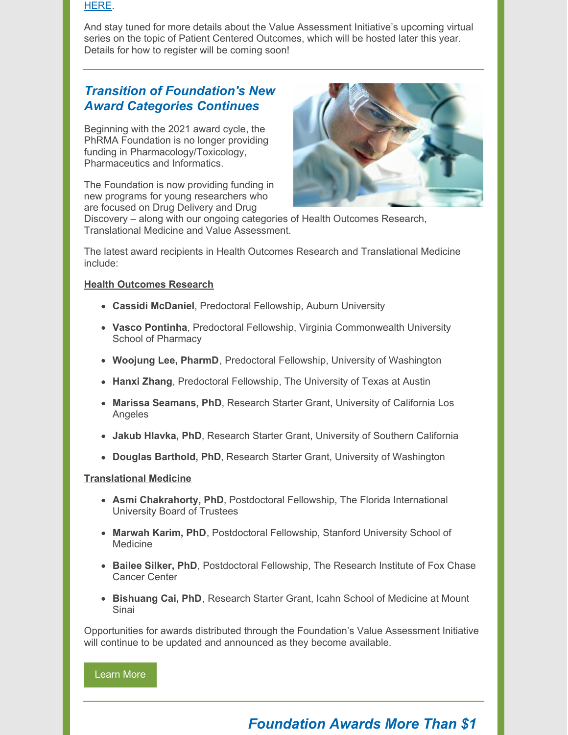HERE.

And stay tuned for more details about the Value Assessment Initiative's upcoming virtual series on the topic of Patient Centered Outcomes, which will be hosted later this year. Details for how to register will be coming soon!

## *Transition of Foundation's New Award Categories Continues*

Beginning with the 2021 award cycle, the PhRMA Foundation is no longer providing funding in Pharmacology/Toxicology, Pharmaceutics and Informatics.

The Foundation is now providing funding in new programs for young researchers who are focused on Drug Delivery and Drug Discovery – along with our ongoing categories of Health Outcomes Research, Translational Medicine and Value Assessment.

The latest award recipients in Health Outcomes Research and Translational Medicine include:

**Health Outcomes Research**

- **Cassidi McDaniel**, Predoctoral Fellowship, Auburn University
- **Vasco Pontinha**, Predoctoral Fellowship, Virginia Commonwealth University School of Pharmacy
- **Woojung Lee, PharmD**, Predoctoral Fellowship, University of Washington
- **Hanxi Zhang**, Predoctoral Fellowship, The University of Texas at Austin
- **Marissa Seamans, PhD**, Research Starter Grant, University of California Los Angeles
- **Jakub Hlavka, PhD**, Research Starter Grant, University of Southern California
- **Douglas Barthold, PhD**, Research Starter Grant, University of Washington

**Translational Medicine**

- **Asmi Chakrahorty, PhD**, Postdoctoral Fellowship, The Florida International University Board of Trustees
- **Marwah Karim, PhD**, Postdoctoral Fellowship, Stanford University School of Medicine
- **Bailee Silker, PhD**, Postdoctoral Fellowship, The Research Institute of Fox Chase Cancer Center
- **Bishuang Cai, PhD**, Research Starter Grant, Icahn School of Medicine at Mount Sinai

Opportunities for awards distributed through the Foundation's Value Assessment Initiative will continue to be updated and announced as they become available.

Learn More

## *Foundation Awards More Than $1*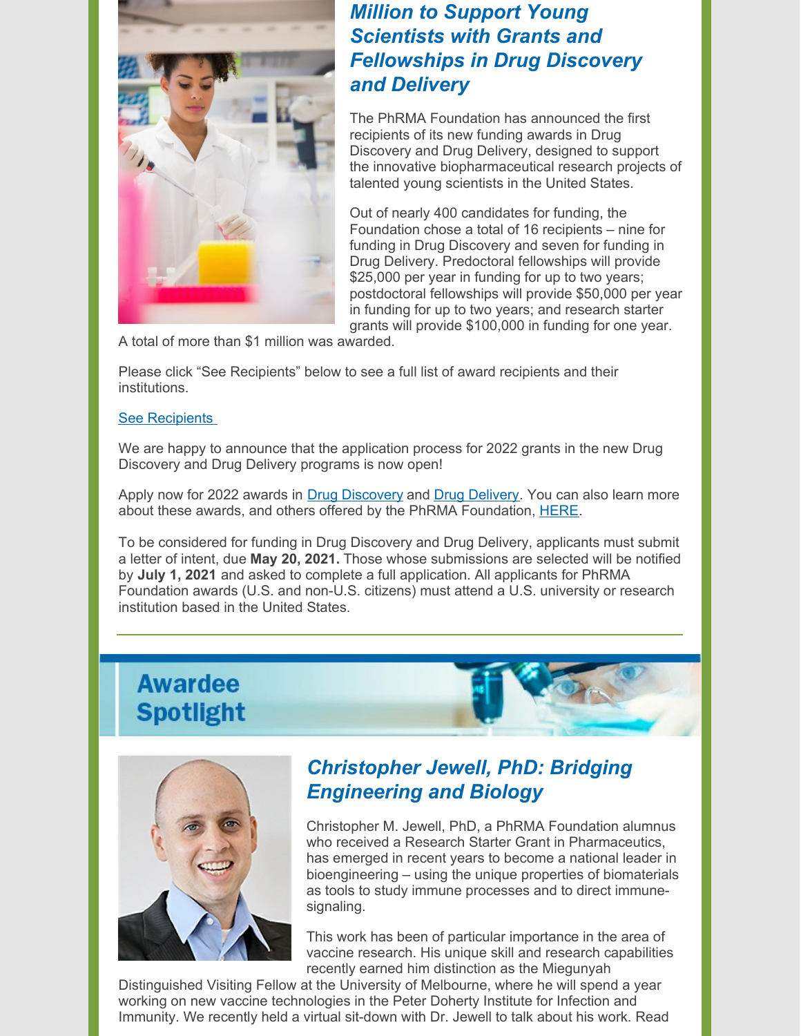## *Million to Support Young Scientists with Grants and Fellowships in Drug Discovery and Delivery*

The PhRMA Foundation has announced the first recipients of its new funding awards in Drug Discovery and Drug Delivery, designed to support the innovative biopharmaceutical research projects of talented young scientists in the United States.

Out of nearly 400 candidates for funding, the Foundation chose a total of 16 recipients – nine for funding in Drug Discovery and seven for funding in Drug Delivery. Predoctoral fellowships will provide $25,000 per year in funding for up to two years; postdoctoral fellowships will provide $50,000 per year in funding for up to two years; and research starter grants will provide $100,000 in funding for one year. A total of more than $1 million was awarded.

Please click “See Recipients” below to see a full list of award recipients and their institutions.

See Recipients

We are happy to announce that the application process for 2022 grants in the new Drug Discovery and Drug Delivery programs is now open!

Apply now for 2022 awards in Drug Discovery and Drug Delivery. You can also learn more about these awards, and others offered by the PhRMA Foundation, HERE.

To be considered for funding in Drug Discovery and Drug Delivery, applicants must submit a letter of intent, due **May 20, 2021.** Those whose submissions are selected will be notified by **July 1, 2021** and asked to complete a full application. All applicants for PhRMA Foundation awards (U.S. and non-U.S. citizens) must attend a U.S. university or research institution based in the United States.

---

# Awardee Spotlight

## *Christopher Jewell, PhD: Bridging Engineering and Biology*

Christopher M. Jewell, PhD, a PhRMA Foundation alumnus who received a Research Starter Grant in Pharmaceutics, has emerged in recent years to become a national leader in bioengineering – using the unique properties of biomaterials as tools to study immune processes and to direct immune-signaling.

This work has been of particular importance in the area of vaccine research. His unique skill and research capabilities recently earned him distinction as the Miegunyah Distinguished Visiting Fellow at the University of Melbourne, where he will spend a year working on new vaccine technologies in the Peter Doherty Institute for Infection and Immunity. We recently held a virtual sit-down with Dr. Jewell to talk about his work. Read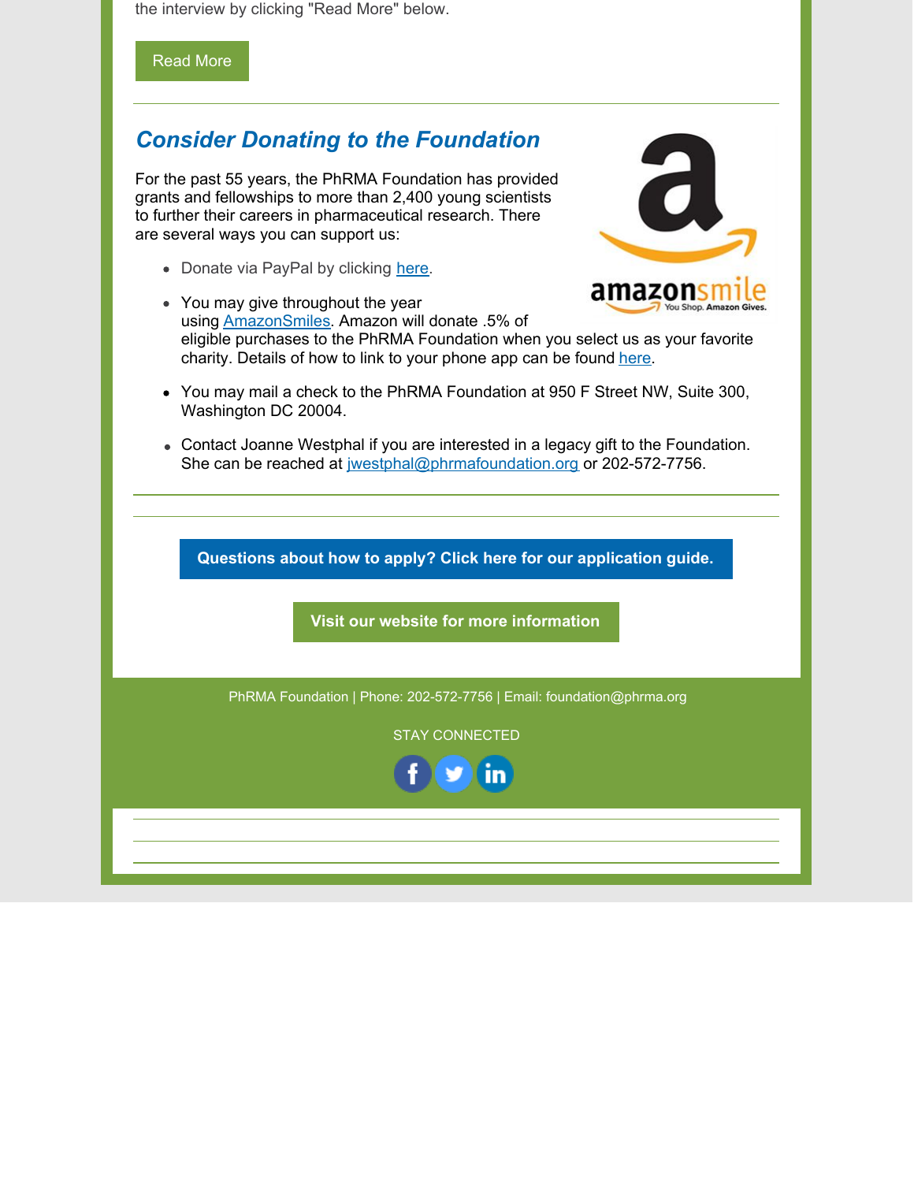the interview by clicking "Read More" below.

Read More

## *Consider Donating to the Foundation*

For the past 55 years, the PhRMA Foundation has provided grants and fellowships to more than 2,400 young scientists to further their careers in pharmaceutical research. There are several ways you can support us:

- Donate via PayPal by clicking here.
- You may give throughout the year using AmazonSmiles. Amazon will donate .5% of eligible purchases to the PhRMA Foundation when you select us as your favorite charity. Details of how to link to your phone app can be found here.
- You may mail a check to the PhRMA Foundation at 950 F Street NW, Suite 300, Washington DC 20004.
- Contact Joanne Westphal if you are interested in a legacy gift to the Foundation. She can be reached at jwestphal@phrmafoundation.org or 202-572-7756.

**Questions about how to apply? Click here for our application guide.**

**Visit our website for more information**

PhRMA Foundation | Phone: 202-572-7756 | Email: foundation@phrma.org

STAY CONNECTED